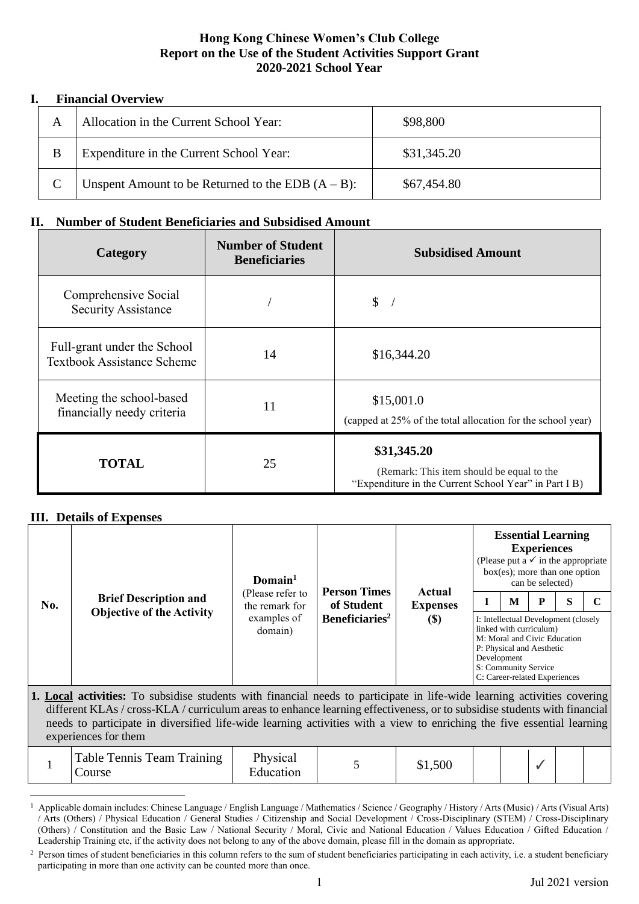**Hong Kong Chinese Women's Club College**
**Report on the Use of the Student Activities Support Grant**
**2020-2021 School Year**

## I. Financial Overview

| | | |
|---|---|---|
| A | Allocation in the Current School Year: | $98,800 |
| B | Expenditure in the Current School Year: | $31,345.20 |
| C | Unspent Amount to be Returned to the EDB (A – B): | $67,454.80 |

## II. Number of Student Beneficiaries and Subsidised Amount

| Category | Number of Student Beneficiaries | Subsidised Amount |
|---|---|---|
| Comprehensive Social Security Assistance | / | $ / |
| Full-grant under the School Textbook Assistance Scheme | 14 | $16,344.20 |
| Meeting the school-based financially needy criteria | 11 | $15,001.0 (capped at 25% of the total allocation for the school year) |
| **TOTAL** | 25 | **$31,345.20** (Remark: This item should be equal to the "Expenditure in the Current School Year" in Part I B) |

## III. Details of Expenses

| No. | Brief Description and Objective of the Activity | Domain[1] (Please refer to the remark for examples of domain) | Person Times of Student Beneficiaries[2] | Actual Expenses ($) | Essential Learning Experiences (Please put a ✓ in the appropriate box(es); more than one option can be selected) | | | | |
|---|---|---|---|---|---|---|---|---|---|
| | | | | | I | M | P | S | C |
| | | | | | I: Intellectual Development (closely linked with curriculum) M: Moral and Civic Education P: Physical and Aesthetic Development S: Community Service C: Career-related Experiences | | | | |
| **1. Local activities:** To subsidise students with financial needs to participate in life-wide learning activities covering different KLAs / cross-KLA / curriculum areas to enhance learning effectiveness, or to subsidise students with financial needs to participate in diversified life-wide learning activities with a view to enriching the five essential learning experiences for them | | | | | | | | | |
| 1 | Table Tennis Team Training Course | Physical Education | 5 | $1,500 | | | ✓ | | |

[1] Applicable domain includes: Chinese Language / English Language / Mathematics / Science / Geography / History / Arts (Music) / Arts (Visual Arts) / Arts (Others) / Physical Education / General Studies / Citizenship and Social Development / Cross-Disciplinary (STEM) / Cross-Disciplinary (Others) / Constitution and the Basic Law / National Security / Moral, Civic and National Education / Values Education / Gifted Education / Leadership Training etc, if the activity does not belong to any of the above domain, please fill in the domain as appropriate.

[2] Person times of student beneficiaries in this column refers to the sum of student beneficiaries participating in each activity, i.e. a student beneficiary participating in more than one activity can be counted more than once.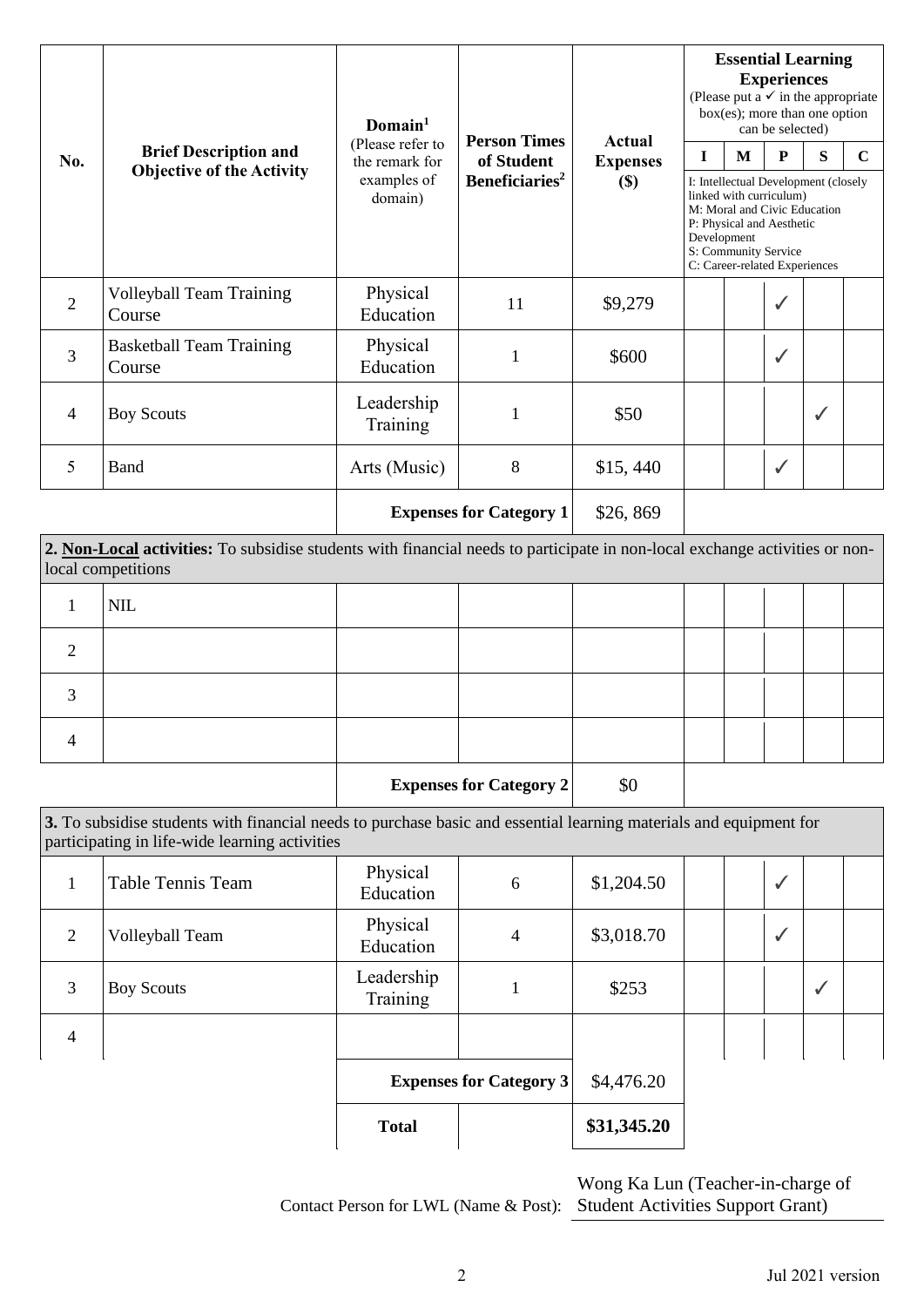| No. | Brief Description and Objective of the Activity | Domain[1] (Please refer to the remark for examples of domain) | Person Times of Student Beneficiaries[2] | Actual Expenses ($) | Essential Learning Experiences (Please put a ✓ in the appropriate box(es); more than one option can be selected) | | | | |
|---|---|---|---|---|---|---|---|---|---|
| | | | | | I | M | P | S | C |
| | | | | | I: Intellectual Development (closely linked with curriculum) M: Moral and Civic Education P: Physical and Aesthetic Development S: Community Service C: Career-related Experiences | | | | |
| 2 | Volleyball Team Training Course | Physical Education | 11 | $9,279 | | | ✓ | | |
| 3 | Basketball Team Training Course | Physical Education | 1 | $600 | | | ✓ | | |
| 4 | Boy Scouts | Leadership Training | 1 | $50 | | | | ✓ | |
| 5 | Band | Arts (Music) | 8 | $15, 440 | | | ✓ | | |
| | | | **Expenses for Category 1** | $26, 869 | | | | | |
| **2. Non-Local activities:** To subsidise students with financial needs to participate in non-local exchange activities or non-local competitions | | | | | | | | | |
| 1 | NIL | | | | | | | | |
| 2 | | | | | | | | | |
| 3 | | | | | | | | | |
| 4 | | | | | | | | | |
| | | | **Expenses for Category 2** | $0 | | | | | |
| **3.** To subsidise students with financial needs to purchase basic and essential learning materials and equipment for participating in life-wide learning activities | | | | | | | | | |
| 1 | Table Tennis Team | Physical Education | 6 | $1,204.50 | | | ✓ | | |
| 2 | Volleyball Team | Physical Education | 4 | $3,018.70 | | | ✓ | | |
| 3 | Boy Scouts | Leadership Training | 1 | $253 | | | | ✓ | |
| 4 | | | | | | | | | |
| | | | **Expenses for Category 3** | $4,476.20 | | | | | |
| | | **Total** | | **$31,345.20** | | | | | |

Contact Person for LWL (Name & Post): Wong Ka Lun (Teacher-in-charge of Student Activities Support Grant)

Jul 2021 version